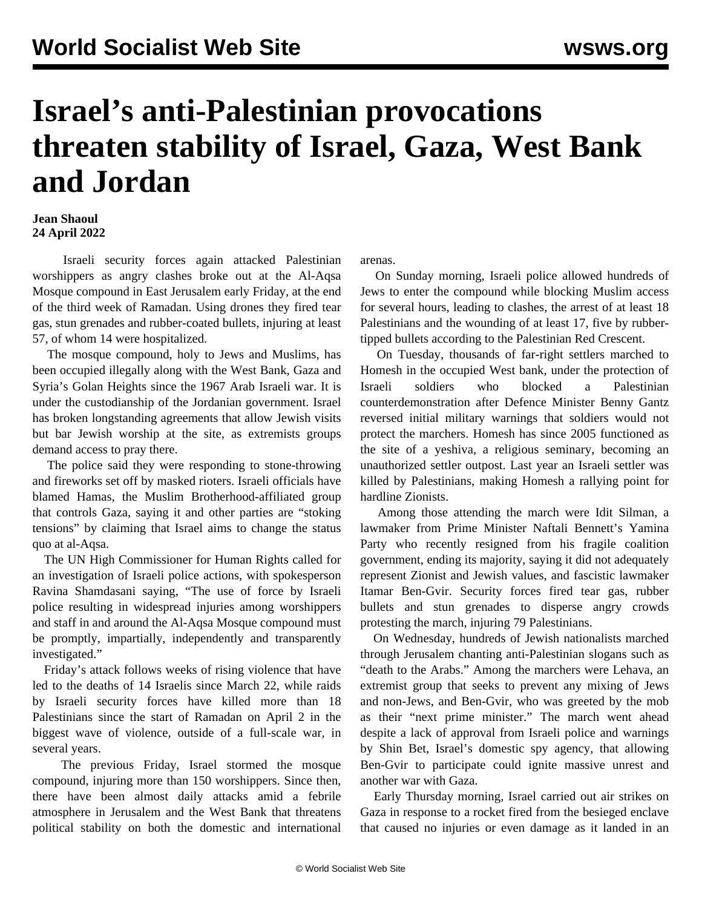# Israel's anti-Palestinian provocations threaten stability of Israel, Gaza, West Bank and Jordan

**Jean Shaoul**
**24 April 2022**

Israeli security forces again attacked Palestinian worshippers as angry clashes broke out at the Al-Aqsa Mosque compound in East Jerusalem early Friday, at the end of the third week of Ramadan. Using drones they fired tear gas, stun grenades and rubber-coated bullets, injuring at least 57, of whom 14 were hospitalized.

The mosque compound, holy to Jews and Muslims, has been occupied illegally along with the West Bank, Gaza and Syria's Golan Heights since the 1967 Arab Israeli war. It is under the custodianship of the Jordanian government. Israel has broken longstanding agreements that allow Jewish visits but bar Jewish worship at the site, as extremists groups demand access to pray there.

The police said they were responding to stone-throwing and fireworks set off by masked rioters. Israeli officials have blamed Hamas, the Muslim Brotherhood-affiliated group that controls Gaza, saying it and other parties are "stoking tensions" by claiming that Israel aims to change the status quo at al-Aqsa.

The UN High Commissioner for Human Rights called for an investigation of Israeli police actions, with spokesperson Ravina Shamdasani saying, "The use of force by Israeli police resulting in widespread injuries among worshippers and staff in and around the Al-Aqsa Mosque compound must be promptly, impartially, independently and transparently investigated."

Friday's attack follows weeks of rising violence that have led to the deaths of 14 Israelis since March 22, while raids by Israeli security forces have killed more than 18 Palestinians since the start of Ramadan on April 2 in the biggest wave of violence, outside of a full-scale war, in several years.

The previous Friday, Israel stormed the mosque compound, injuring more than 150 worshippers. Since then, there have been almost daily attacks amid a febrile atmosphere in Jerusalem and the West Bank that threatens political stability on both the domestic and international arenas.

On Sunday morning, Israeli police allowed hundreds of Jews to enter the compound while blocking Muslim access for several hours, leading to clashes, the arrest of at least 18 Palestinians and the wounding of at least 17, five by rubber-tipped bullets according to the Palestinian Red Crescent.

On Tuesday, thousands of far-right settlers marched to Homesh in the occupied West bank, under the protection of Israeli soldiers who blocked a Palestinian counterdemonstration after Defence Minister Benny Gantz reversed initial military warnings that soldiers would not protect the marchers. Homesh has since 2005 functioned as the site of a yeshiva, a religious seminary, becoming an unauthorized settler outpost. Last year an Israeli settler was killed by Palestinians, making Homesh a rallying point for hardline Zionists.

Among those attending the march were Idit Silman, a lawmaker from Prime Minister Naftali Bennett's Yamina Party who recently resigned from his fragile coalition government, ending its majority, saying it did not adequately represent Zionist and Jewish values, and fascistic lawmaker Itamar Ben-Gvir. Security forces fired tear gas, rubber bullets and stun grenades to disperse angry crowds protesting the march, injuring 79 Palestinians.

On Wednesday, hundreds of Jewish nationalists marched through Jerusalem chanting anti-Palestinian slogans such as "death to the Arabs." Among the marchers were Lehava, an extremist group that seeks to prevent any mixing of Jews and non-Jews, and Ben-Gvir, who was greeted by the mob as their "next prime minister." The march went ahead despite a lack of approval from Israeli police and warnings by Shin Bet, Israel's domestic spy agency, that allowing Ben-Gvir to participate could ignite massive unrest and another war with Gaza.

Early Thursday morning, Israel carried out air strikes on Gaza in response to a rocket fired from the besieged enclave that caused no injuries or even damage as it landed in an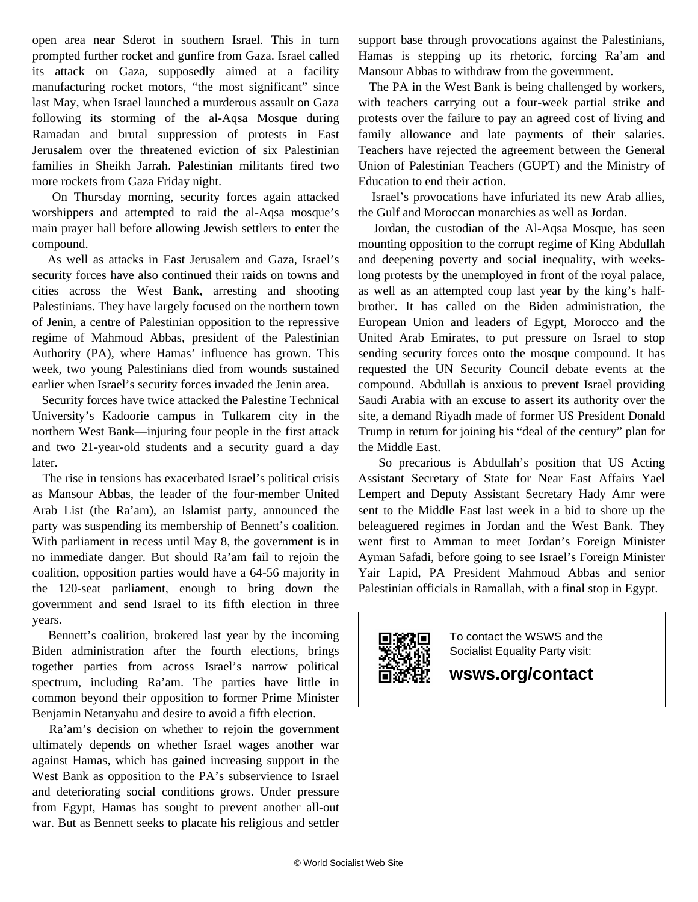open area near Sderot in southern Israel. This in turn prompted further rocket and gunfire from Gaza. Israel called its attack on Gaza, supposedly aimed at a facility manufacturing rocket motors, "the most significant" since last May, when Israel launched a murderous assault on Gaza following its storming of the al-Aqsa Mosque during Ramadan and brutal suppression of protests in East Jerusalem over the threatened eviction of six Palestinian families in Sheikh Jarrah. Palestinian militants fired two more rockets from Gaza Friday night.

On Thursday morning, security forces again attacked worshippers and attempted to raid the al-Aqsa mosque's main prayer hall before allowing Jewish settlers to enter the compound.

As well as attacks in East Jerusalem and Gaza, Israel's security forces have also continued their raids on towns and cities across the West Bank, arresting and shooting Palestinians. They have largely focused on the northern town of Jenin, a centre of Palestinian opposition to the repressive regime of Mahmoud Abbas, president of the Palestinian Authority (PA), where Hamas' influence has grown. This week, two young Palestinians died from wounds sustained earlier when Israel's security forces invaded the Jenin area.

Security forces have twice attacked the Palestine Technical University's Kadoorie campus in Tulkarem city in the northern West Bank—injuring four people in the first attack and two 21-year-old students and a security guard a day later.

The rise in tensions has exacerbated Israel's political crisis as Mansour Abbas, the leader of the four-member United Arab List (the Ra'am), an Islamist party, announced the party was suspending its membership of Bennett's coalition. With parliament in recess until May 8, the government is in no immediate danger. But should Ra'am fail to rejoin the coalition, opposition parties would have a 64-56 majority in the 120-seat parliament, enough to bring down the government and send Israel to its fifth election in three years.

Bennett's coalition, brokered last year by the incoming Biden administration after the fourth elections, brings together parties from across Israel's narrow political spectrum, including Ra'am. The parties have little in common beyond their opposition to former Prime Minister Benjamin Netanyahu and desire to avoid a fifth election.

Ra'am's decision on whether to rejoin the government ultimately depends on whether Israel wages another war against Hamas, which has gained increasing support in the West Bank as opposition to the PA's subservience to Israel and deteriorating social conditions grows. Under pressure from Egypt, Hamas has sought to prevent another all-out war. But as Bennett seeks to placate his religious and settler support base through provocations against the Palestinians, Hamas is stepping up its rhetoric, forcing Ra'am and Mansour Abbas to withdraw from the government.

The PA in the West Bank is being challenged by workers, with teachers carrying out a four-week partial strike and protests over the failure to pay an agreed cost of living and family allowance and late payments of their salaries. Teachers have rejected the agreement between the General Union of Palestinian Teachers (GUPT) and the Ministry of Education to end their action.

Israel's provocations have infuriated its new Arab allies, the Gulf and Moroccan monarchies as well as Jordan.

Jordan, the custodian of the Al-Aqsa Mosque, has seen mounting opposition to the corrupt regime of King Abdullah and deepening poverty and social inequality, with weeks-long protests by the unemployed in front of the royal palace, as well as an attempted coup last year by the king's half-brother. It has called on the Biden administration, the European Union and leaders of Egypt, Morocco and the United Arab Emirates, to put pressure on Israel to stop sending security forces onto the mosque compound. It has requested the UN Security Council debate events at the compound. Abdullah is anxious to prevent Israel providing Saudi Arabia with an excuse to assert its authority over the site, a demand Riyadh made of former US President Donald Trump in return for joining his "deal of the century" plan for the Middle East.

So precarious is Abdullah's position that US Acting Assistant Secretary of State for Near East Affairs Yael Lempert and Deputy Assistant Secretary Hady Amr were sent to the Middle East last week in a bid to shore up the beleaguered regimes in Jordan and the West Bank. They went first to Amman to meet Jordan's Foreign Minister Ayman Safadi, before going to see Israel's Foreign Minister Yair Lapid, PA President Mahmoud Abbas and senior Palestinian officials in Ramallah, with a final stop in Egypt.

To contact the WSWS and the Socialist Equality Party visit:

**wsws.org/contact**